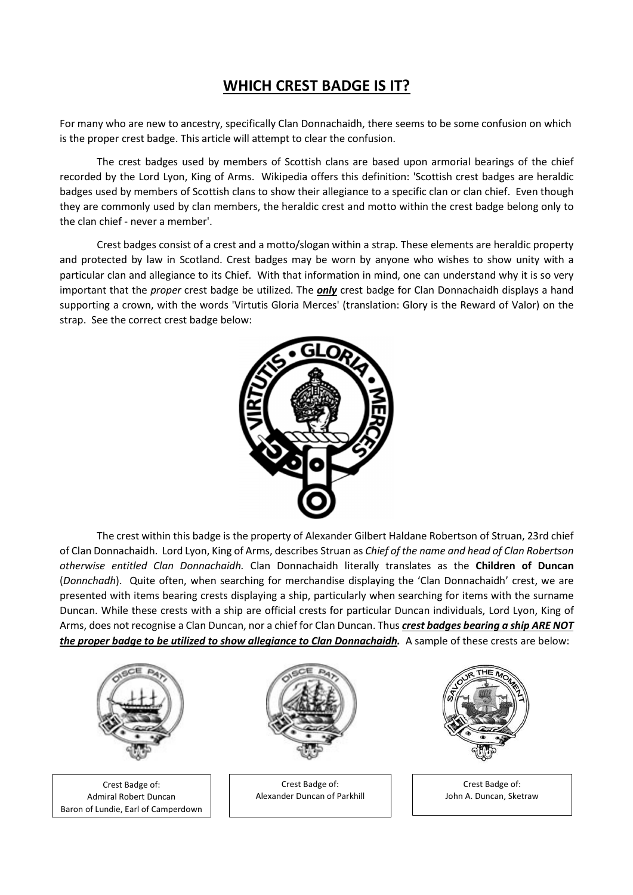# **WHICH CREST BADGE IS IT?**

For many who are new to ancestry, specifically Clan Donnachaidh, there seems to be some confusion on which is the proper crest badge. This article will attempt to clear the confusion.

The crest badges used by members of Scottish clans are based upon armorial bearings of the chief recorded by the Lord Lyon, King of Arms. Wikipedia offers this definition: 'Scottish crest badges are heraldic badges used by members of Scottish clans to show their allegiance to a specific clan or clan chief. Even though they are commonly used by clan members, the heraldic crest and motto within the crest badge belong only to the clan chief - never a member'.

Crest badges consist of a crest and a motto/slogan within a strap. These elements are heraldic property and protected by law in Scotland. Crest badges may be worn by anyone who wishes to show unity with a particular clan and allegiance to its Chief. With that information in mind, one can understand why it is so very important that the *proper* crest badge be utilized. The ***only*** crest badge for Clan Donnachaidh displays a hand supporting a crown, with the words 'Virtutis Gloria Merces' (translation: Glory is the Reward of Valor) on the strap. See the correct crest badge below:

The crest within this badge is the property of Alexander Gilbert Haldane Robertson of Struan, 23rd chief of Clan Donnachaidh. Lord Lyon, King of Arms, describes Struan as *Chief of the name and head of Clan Robertson otherwise entitled Clan Donnachaidh.* Clan Donnachaidh literally translates as the **Children of Duncan** (*Donnchadh*). Quite often, when searching for merchandise displaying the 'Clan Donnachaidh' crest, we are presented with items bearing crests displaying a ship, particularly when searching for items with the surname Duncan. While these crests with a ship are official crests for particular Duncan individuals, Lord Lyon, King of Arms, does not recognise a Clan Duncan, nor a chief for Clan Duncan. Thus ***crest badges bearing a ship ARE NOT the proper badge to be utilized to show allegiance to Clan Donnachaidh.*** A sample of these crests are below:

Crest Badge of:
Admiral Robert Duncan
Baron of Lundie, Earl of Camperdown

Crest Badge of:
Alexander Duncan of Parkhill

Crest Badge of:
John A. Duncan, Sketraw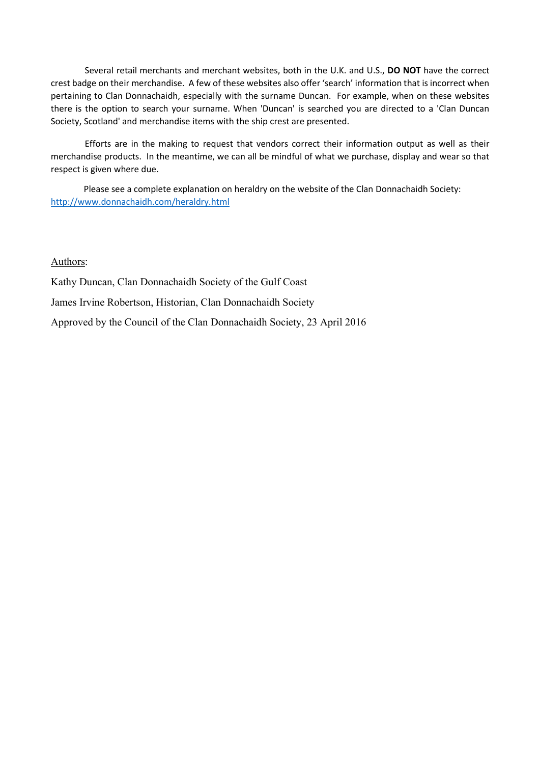Several retail merchants and merchant websites, both in the U.K. and U.S., **DO NOT** have the correct crest badge on their merchandise. A few of these websites also offer 'search' information that is incorrect when pertaining to Clan Donnachaidh, especially with the surname Duncan. For example, when on these websites there is the option to search your surname. When 'Duncan' is searched you are directed to a 'Clan Duncan Society, Scotland' and merchandise items with the ship crest are presented.

Efforts are in the making to request that vendors correct their information output as well as their merchandise products. In the meantime, we can all be mindful of what we purchase, display and wear so that respect is given where due.

Please see a complete explanation on heraldry on the website of the Clan Donnachaidh Society: [http://www.donnachaidh.com/heraldry.html](http://www.donnachaidh.com/heraldry.html)

Authors:

Kathy Duncan, Clan Donnachaidh Society of the Gulf Coast

James Irvine Robertson, Historian, Clan Donnachaidh Society

Approved by the Council of the Clan Donnachaidh Society, 23 April 2016